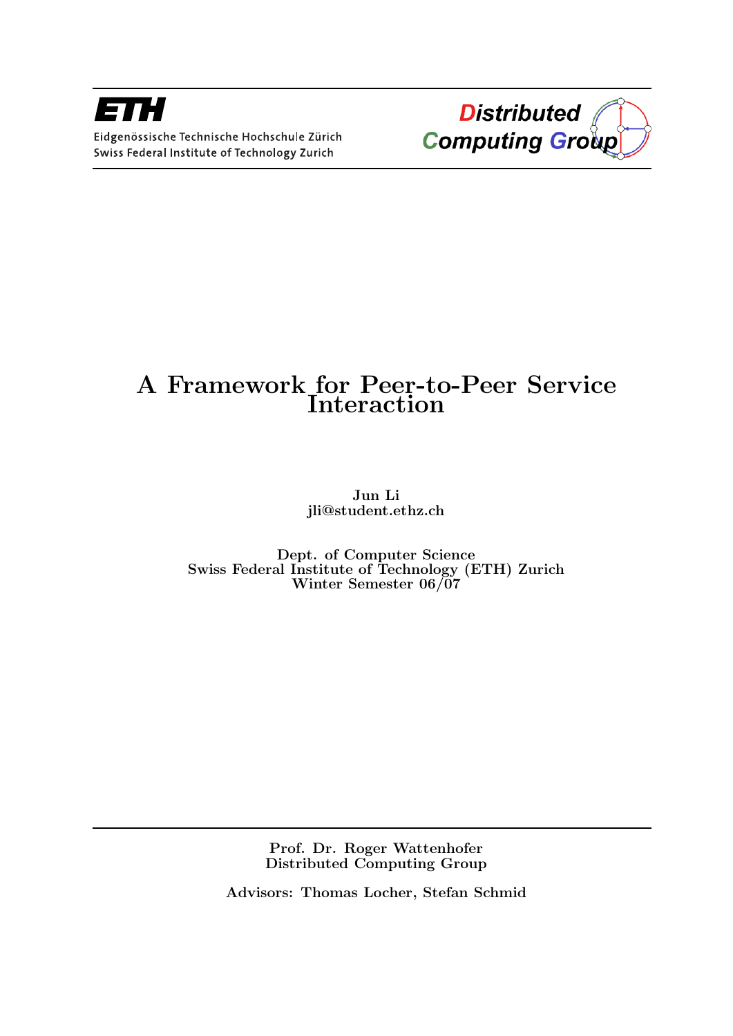ETH

Eidgenössische Technische Hochschule Zürich
Swiss Federal Institute of Technology Zurich

Distributed Computing Group

# A Framework for Peer-to-Peer Service Interaction

**Jun Li**
**jli@student.ethz.ch**

**Dept. of Computer Science**
**Swiss Federal Institute of Technology (ETH) Zurich**
**Winter Semester 06/07**

**Prof. Dr. Roger Wattenhofer**
**Distributed Computing Group**

**Advisors: Thomas Locher, Stefan Schmid**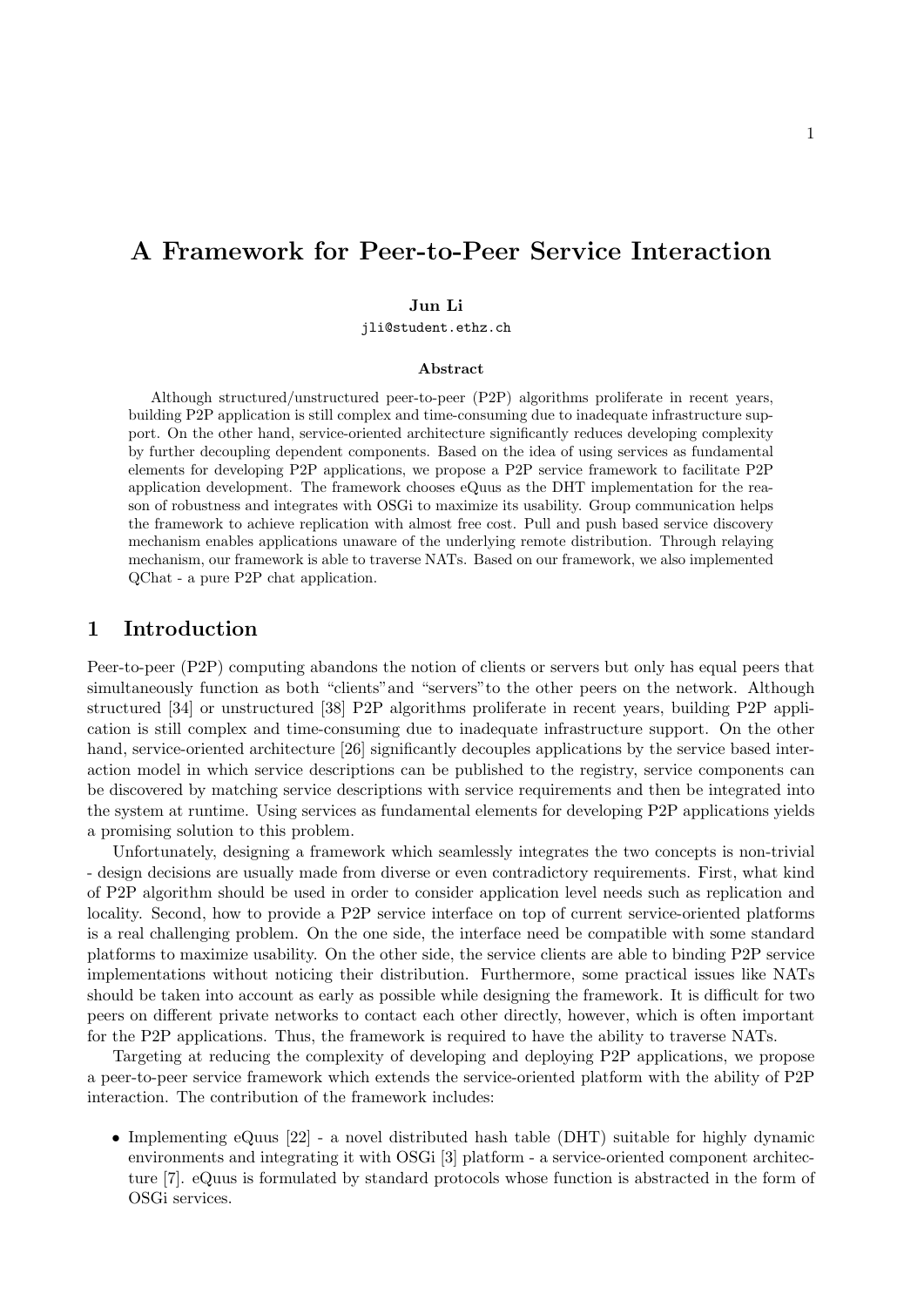# A Framework for Peer-to-Peer Service Interaction

**Jun Li**

jli@student.ethz.ch

### Abstract

Although structured/unstructured peer-to-peer (P2P) algorithms proliferate in recent years, building P2P application is still complex and time-consuming due to inadequate infrastructure support. On the other hand, service-oriented architecture significantly reduces developing complexity by further decoupling dependent components. Based on the idea of using services as fundamental elements for developing P2P applications, we propose a P2P service framework to facilitate P2P application development. The framework chooses eQuus as the DHT implementation for the reason of robustness and integrates with OSGi to maximize its usability. Group communication helps the framework to achieve replication with almost free cost. Pull and push based service discovery mechanism enables applications unaware of the underlying remote distribution. Through relaying mechanism, our framework is able to traverse NATs. Based on our framework, we also implemented QChat - a pure P2P chat application.

## 1 Introduction

Peer-to-peer (P2P) computing abandons the notion of clients or servers but only has equal peers that simultaneously function as both "clients"and "servers"to the other peers on the network. Although structured [34] or unstructured [38] P2P algorithms proliferate in recent years, building P2P application is still complex and time-consuming due to inadequate infrastructure support. On the other hand, service-oriented architecture [26] significantly decouples applications by the service based interaction model in which service descriptions can be published to the registry, service components can be discovered by matching service descriptions with service requirements and then be integrated into the system at runtime. Using services as fundamental elements for developing P2P applications yields a promising solution to this problem.

Unfortunately, designing a framework which seamlessly integrates the two concepts is non-trivial - design decisions are usually made from diverse or even contradictory requirements. First, what kind of P2P algorithm should be used in order to consider application level needs such as replication and locality. Second, how to provide a P2P service interface on top of current service-oriented platforms is a real challenging problem. On the one side, the interface need be compatible with some standard platforms to maximize usability. On the other side, the service clients are able to binding P2P service implementations without noticing their distribution. Furthermore, some practical issues like NATs should be taken into account as early as possible while designing the framework. It is difficult for two peers on different private networks to contact each other directly, however, which is often important for the P2P applications. Thus, the framework is required to have the ability to traverse NATs.

Targeting at reducing the complexity of developing and deploying P2P applications, we propose a peer-to-peer service framework which extends the service-oriented platform with the ability of P2P interaction. The contribution of the framework includes:

- Implementing eQuus [22] - a novel distributed hash table (DHT) suitable for highly dynamic environments and integrating it with OSGi [3] platform - a service-oriented component architecture [7]. eQuus is formulated by standard protocols whose function is abstracted in the form of OSGi services.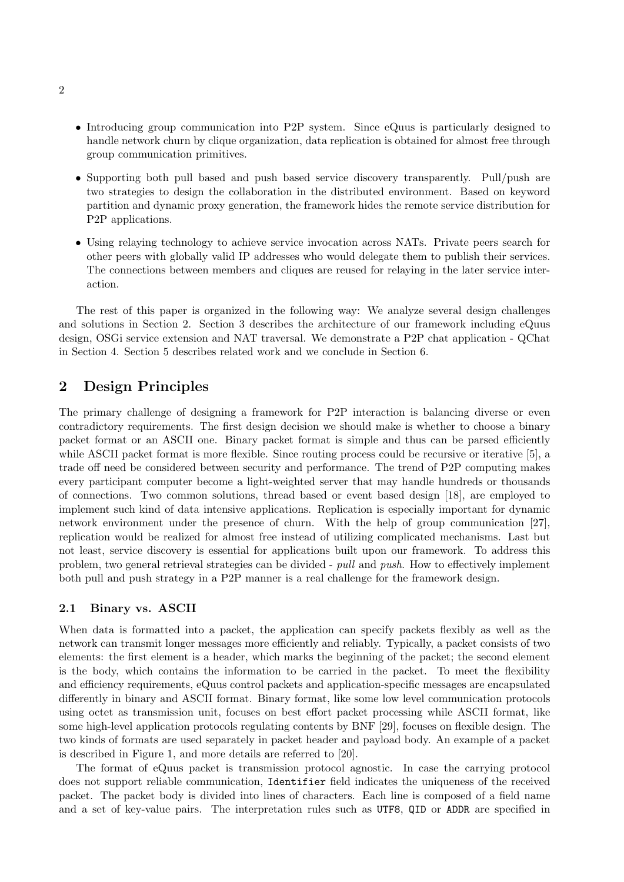- Introducing group communication into P2P system. Since eQuus is particularly designed to handle network churn by clique organization, data replication is obtained for almost free through group communication primitives.
- Supporting both pull based and push based service discovery transparently. Pull/push are two strategies to design the collaboration in the distributed environment. Based on keyword partition and dynamic proxy generation, the framework hides the remote service distribution for P2P applications.
- Using relaying technology to achieve service invocation across NATs. Private peers search for other peers with globally valid IP addresses who would delegate them to publish their services. The connections between members and cliques are reused for relaying in the later service interaction.

The rest of this paper is organized in the following way: We analyze several design challenges and solutions in Section 2. Section 3 describes the architecture of our framework including eQuus design, OSGi service extension and NAT traversal. We demonstrate a P2P chat application - QChat in Section 4. Section 5 describes related work and we conclude in Section 6.

## 2 Design Principles

The primary challenge of designing a framework for P2P interaction is balancing diverse or even contradictory requirements. The first design decision we should make is whether to choose a binary packet format or an ASCII one. Binary packet format is simple and thus can be parsed efficiently while ASCII packet format is more flexible. Since routing process could be recursive or iterative [5], a trade off need be considered between security and performance. The trend of P2P computing makes every participant computer become a light-weighted server that may handle hundreds or thousands of connections. Two common solutions, thread based or event based design [18], are employed to implement such kind of data intensive applications. Replication is especially important for dynamic network environment under the presence of churn. With the help of group communication [27], replication would be realized for almost free instead of utilizing complicated mechanisms. Last but not least, service discovery is essential for applications built upon our framework. To address this problem, two general retrieval strategies can be divided - *pull* and *push*. How to effectively implement both pull and push strategy in a P2P manner is a real challenge for the framework design.

### 2.1 Binary vs. ASCII

When data is formatted into a packet, the application can specify packets flexibly as well as the network can transmit longer messages more efficiently and reliably. Typically, a packet consists of two elements: the first element is a header, which marks the beginning of the packet; the second element is the body, which contains the information to be carried in the packet. To meet the flexibility and efficiency requirements, eQuus control packets and application-specific messages are encapsulated differently in binary and ASCII format. Binary format, like some low level communication protocols using octet as transmission unit, focuses on best effort packet processing while ASCII format, like some high-level application protocols regulating contents by BNF [29], focuses on flexible design. The two kinds of formats are used separately in packet header and payload body. An example of a packet is described in Figure 1, and more details are referred to [20].

The format of eQuus packet is transmission protocol agnostic. In case the carrying protocol does not support reliable communication, `Identifier` field indicates the uniqueness of the received packet. The packet body is divided into lines of characters. Each line is composed of a field name and a set of key-value pairs. The interpretation rules such as `UTF8`, `QID` or `ADDR` are specified in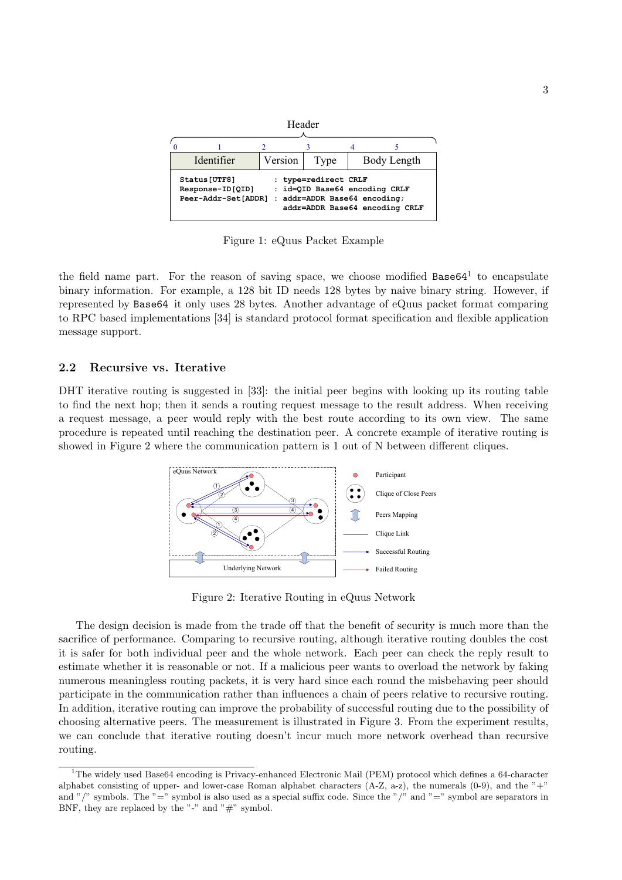| Identifier | | Version | Type | Body Length | |
|---|---|---|---|---|---|

```
Status[UTF8]          : type=redirect CRLF
Response-ID[QID]      : id=QID Base64 encoding CRLF
Peer-Addr-Set[ADDR]   : addr=ADDR Base64 encoding;
                        addr=ADDR Base64 encoding CRLF
```

Figure 1: eQuus Packet Example

the field name part. For the reason of saving space, we choose modified `Base64`[1] to encapsulate binary information. For example, a 128 bit ID needs 128 bytes by naive binary string. However, if represented by `Base64` it only uses 28 bytes. Another advantage of eQuus packet format comparing to RPC based implementations [34] is standard protocol format specification and flexible application message support.

## 2.2 Recursive vs. Iterative

DHT iterative routing is suggested in [33]: the initial peer begins with looking up its routing table to find the next hop; then it sends a routing request message to the result address. When receiving a request message, a peer would reply with the best route according to its own view. The same procedure is repeated until reaching the destination peer. A concrete example of iterative routing is showed in Figure 2 where the communication pattern is 1 out of N between different cliques.

Figure 2: Iterative Routing in eQuus Network

The design decision is made from the trade off that the benefit of security is much more than the sacrifice of performance. Comparing to recursive routing, although iterative routing doubles the cost it is safer for both individual peer and the whole network. Each peer can check the reply result to estimate whether it is reasonable or not. If a malicious peer wants to overload the network by faking numerous meaningless routing packets, it is very hard since each round the misbehaving peer should participate in the communication rather than influences a chain of peers relative to recursive routing. In addition, iterative routing can improve the probability of successful routing due to the possibility of choosing alternative peers. The measurement is illustrated in Figure 3. From the experiment results, we can conclude that iterative routing doesn't incur much more network overhead than recursive routing.

[1] The widely used Base64 encoding is Privacy-enhanced Electronic Mail (PEM) protocol which defines a 64-character alphabet consisting of upper- and lower-case Roman alphabet characters (A-Z, a-z), the numerals (0-9), and the "+" and "/" symbols. The "=" symbol is also used as a special suffix code. Since the "/" and "=" symbol are separators in BNF, they are replaced by the "-" and "#" symbol.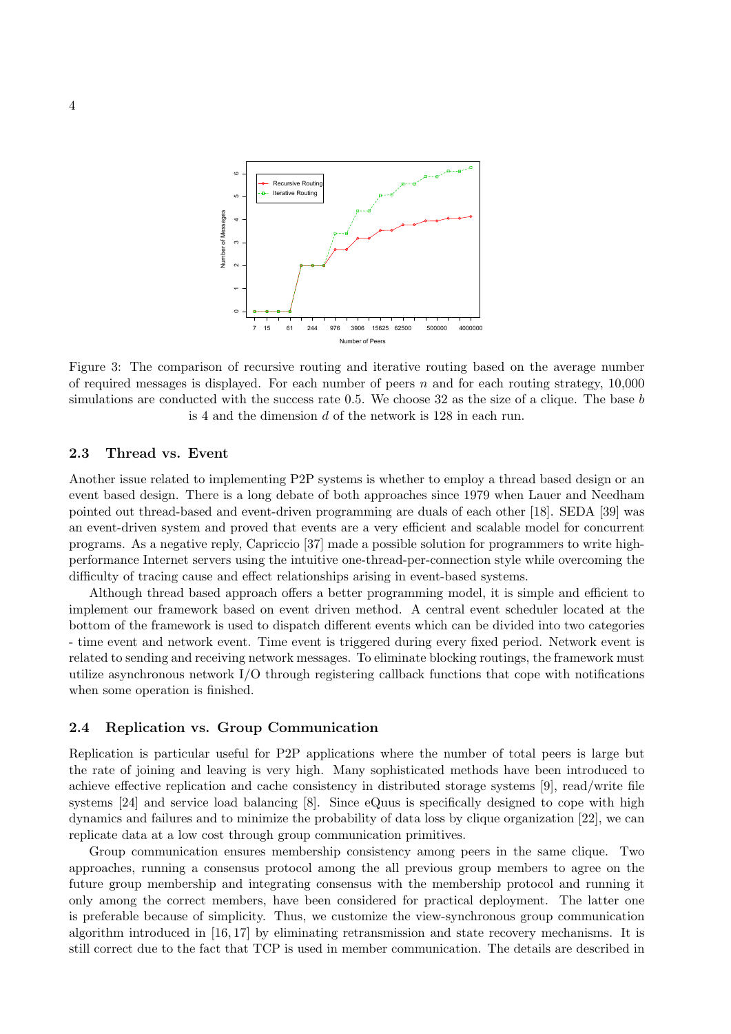Figure 3: The comparison of recursive routing and iterative routing based on the average number of required messages is displayed. For each number of peers $n$ and for each routing strategy, 10,000 simulations are conducted with the success rate 0.5. We choose 32 as the size of a clique. The base $b$ is 4 and the dimension $d$ of the network is 128 in each run.

### 2.3 Thread vs. Event

Another issue related to implementing P2P systems is whether to employ a thread based design or an event based design. There is a long debate of both approaches since 1979 when Lauer and Needham pointed out thread-based and event-driven programming are duals of each other [18]. SEDA [39] was an event-driven system and proved that events are a very efficient and scalable model for concurrent programs. As a negative reply, Capriccio [37] made a possible solution for programmers to write high-performance Internet servers using the intuitive one-thread-per-connection style while overcoming the difficulty of tracing cause and effect relationships arising in event-based systems.

Although thread based approach offers a better programming model, it is simple and efficient to implement our framework based on event driven method. A central event scheduler located at the bottom of the framework is used to dispatch different events which can be divided into two categories - time event and network event. Time event is triggered during every fixed period. Network event is related to sending and receiving network messages. To eliminate blocking routings, the framework must utilize asynchronous network I/O through registering callback functions that cope with notifications when some operation is finished.

### 2.4 Replication vs. Group Communication

Replication is particular useful for P2P applications where the number of total peers is large but the rate of joining and leaving is very high. Many sophisticated methods have been introduced to achieve effective replication and cache consistency in distributed storage systems [9], read/write file systems [24] and service load balancing [8]. Since eQuus is specifically designed to cope with high dynamics and failures and to minimize the probability of data loss by clique organization [22], we can replicate data at a low cost through group communication primitives.

Group communication ensures membership consistency among peers in the same clique. Two approaches, running a consensus protocol among the all previous group members to agree on the future group membership and integrating consensus with the membership protocol and running it only among the correct members, have been considered for practical deployment. The latter one is preferable because of simplicity. Thus, we customize the view-synchronous group communication algorithm introduced in [16, 17] by eliminating retransmission and state recovery mechanisms. It is still correct due to the fact that TCP is used in member communication. The details are described in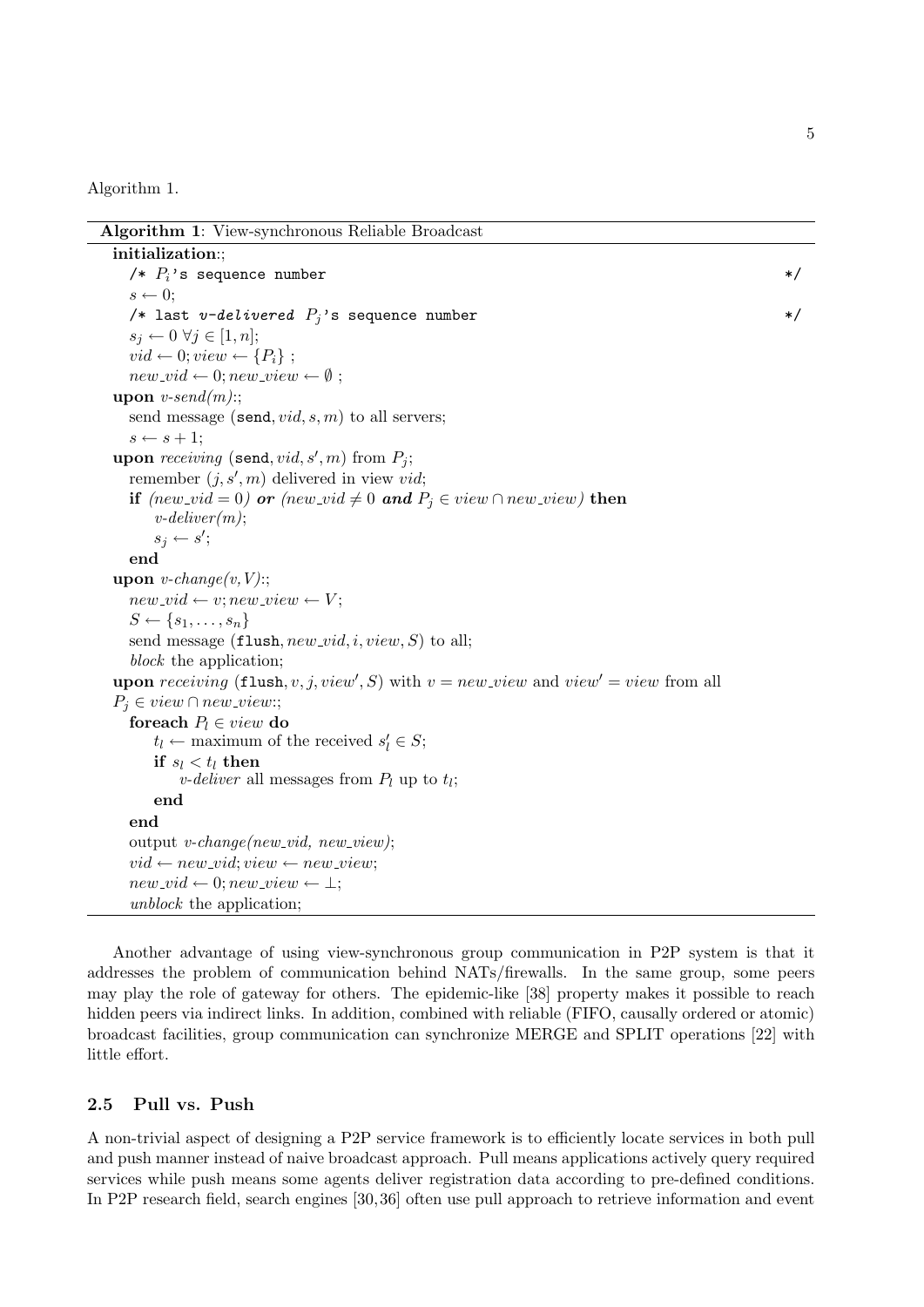Algorithm 1.

**Algorithm 1**: View-synchronous Reliable Broadcast

```
initialization:;
    /* P_i's sequence number                                    */
    s ← 0;
    /* last v-delivered P_j's sequence number                   */
    s_j ← 0 ∀j ∈ [1, n];
    vid ← 0; view ← {P_i} ;
    new_vid ← 0; new_view ← ∅ ;
upon v-send(m):;
    send message (send, vid, s, m) to all servers;
    s ← s + 1;
upon receiving (send, vid, s', m) from P_j;
    remember (j, s', m) delivered in view vid;
    if (new_vid = 0) or (new_vid ≠ 0 and P_j ∈ view ∩ new_view) then
        v-deliver(m);
        s_j ← s';
    end
upon v-change(v, V):;
    new_vid ← v; new_view ← V;
    S ← {s_1, ..., s_n}
    send message (flush, new_vid, i, view, S) to all;
    block the application;
upon receiving (flush, v, j, view', S) with v = new_view and view' = view from all
P_j ∈ view ∩ new_view:;
    foreach P_l ∈ view do
        t_l ← maximum of the received s'_l ∈ S;
        if s_l < t_l then
            v-deliver all messages from P_l up to t_l;
        end
    end
    output v-change(new_vid, new_view);
    vid ← new_vid; view ← new_view;
    new_vid ← 0; new_view ← ⊥;
    unblock the application;
```

Another advantage of using view-synchronous group communication in P2P system is that it addresses the problem of communication behind NATs/firewalls. In the same group, some peers may play the role of gateway for others. The epidemic-like [38] property makes it possible to reach hidden peers via indirect links. In addition, combined with reliable (FIFO, causally ordered or atomic) broadcast facilities, group communication can synchronize MERGE and SPLIT operations [22] with little effort.

### 2.5 Pull vs. Push

A non-trivial aspect of designing a P2P service framework is to efficiently locate services in both pull and push manner instead of naive broadcast approach. Pull means applications actively query required services while push means some agents deliver registration data according to pre-defined conditions. In P2P research field, search engines [30,36] often use pull approach to retrieve information and event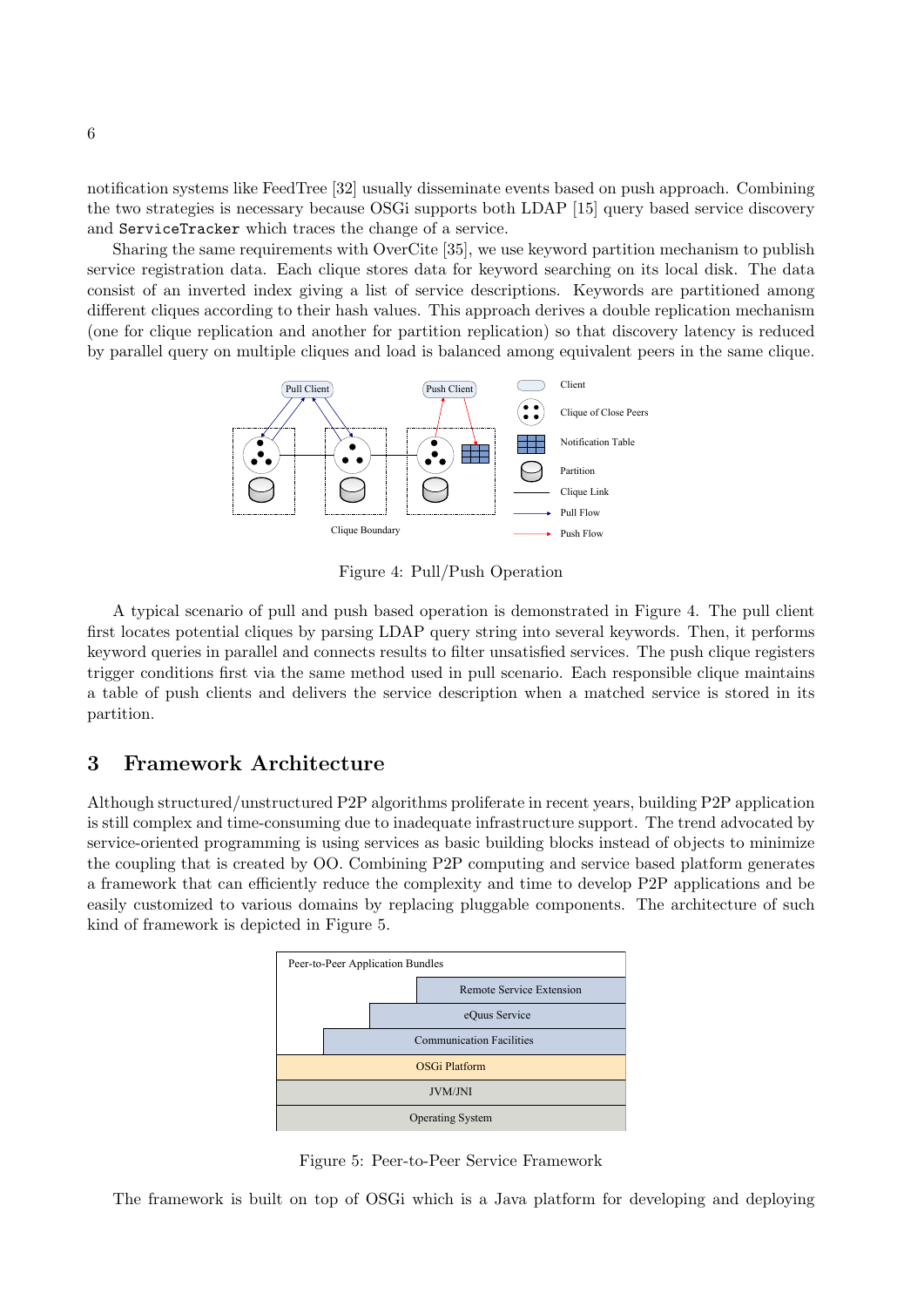notification systems like FeedTree [32] usually disseminate events based on push approach. Combining the two strategies is necessary because OSGi supports both LDAP [15] query based service discovery and `ServiceTracker` which traces the change of a service.

Sharing the same requirements with OverCite [35], we use keyword partition mechanism to publish service registration data. Each clique stores data for keyword searching on its local disk. The data consist of an inverted index giving a list of service descriptions. Keywords are partitioned among different cliques according to their hash values. This approach derives a double replication mechanism (one for clique replication and another for partition replication) so that discovery latency is reduced by parallel query on multiple cliques and load is balanced among equivalent peers in the same clique.

Figure 4: Pull/Push Operation

A typical scenario of pull and push based operation is demonstrated in Figure 4. The pull client first locates potential cliques by parsing LDAP query string into several keywords. Then, it performs keyword queries in parallel and connects results to filter unsatisfied services. The push clique registers trigger conditions first via the same method used in pull scenario. Each responsible clique maintains a table of push clients and delivers the service description when a matched service is stored in its partition.

## 3 Framework Architecture

Although structured/unstructured P2P algorithms proliferate in recent years, building P2P application is still complex and time-consuming due to inadequate infrastructure support. The trend advocated by service-oriented programming is using services as basic building blocks instead of objects to minimize the coupling that is created by OO. Combining P2P computing and service based platform generates a framework that can efficiently reduce the complexity and time to develop P2P applications and be easily customized to various domains by replacing pluggable components. The architecture of such kind of framework is depicted in Figure 5.

Figure 5: Peer-to-Peer Service Framework

The framework is built on top of OSGi which is a Java platform for developing and deploying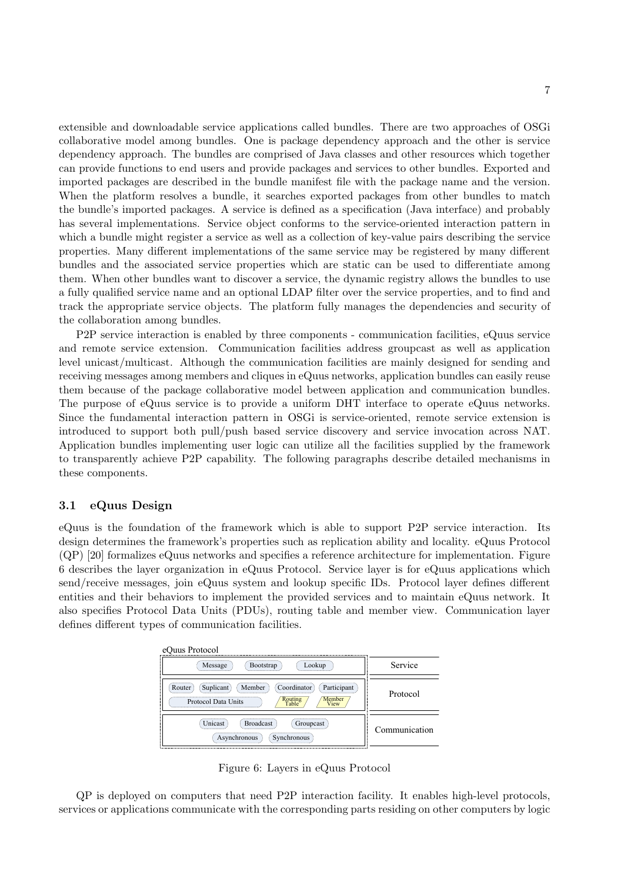extensible and downloadable service applications called bundles. There are two approaches of OSGi collaborative model among bundles. One is package dependency approach and the other is service dependency approach. The bundles are comprised of Java classes and other resources which together can provide functions to end users and provide packages and services to other bundles. Exported and imported packages are described in the bundle manifest file with the package name and the version. When the platform resolves a bundle, it searches exported packages from other bundles to match the bundle's imported packages. A service is defined as a specification (Java interface) and probably has several implementations. Service object conforms to the service-oriented interaction pattern in which a bundle might register a service as well as a collection of key-value pairs describing the service properties. Many different implementations of the same service may be registered by many different bundles and the associated service properties which are static can be used to differentiate among them. When other bundles want to discover a service, the dynamic registry allows the bundles to use a fully qualified service name and an optional LDAP filter over the service properties, and to find and track the appropriate service objects. The platform fully manages the dependencies and security of the collaboration among bundles.

P2P service interaction is enabled by three components - communication facilities, eQuus service and remote service extension. Communication facilities address groupcast as well as application level unicast/multicast. Although the communication facilities are mainly designed for sending and receiving messages among members and cliques in eQuus networks, application bundles can easily reuse them because of the package collaborative model between application and communication bundles. The purpose of eQuus service is to provide a uniform DHT interface to operate eQuus networks. Since the fundamental interaction pattern in OSGi is service-oriented, remote service extension is introduced to support both pull/push based service discovery and service invocation across NAT. Application bundles implementing user logic can utilize all the facilities supplied by the framework to transparently achieve P2P capability. The following paragraphs describe detailed mechanisms in these components.

### 3.1 eQuus Design

eQuus is the foundation of the framework which is able to support P2P service interaction. Its design determines the framework's properties such as replication ability and locality. eQuus Protocol (QP) [20] formalizes eQuus networks and specifies a reference architecture for implementation. Figure 6 describes the layer organization in eQuus Protocol. Service layer is for eQuus applications which send/receive messages, join eQuus system and lookup specific IDs. Protocol layer defines different entities and their behaviors to implement the provided services and to maintain eQuus network. It also specifies Protocol Data Units (PDUs), routing table and member view. Communication layer defines different types of communication facilities.

| eQuus Protocol | Layer |
|---|---|
| Message, Bootstrap, Lookup | Service |
| Router, Suplicant, Member, Coordinator, Participant, Protocol Data Units, Routing Table, Member View | Protocol |
| Unicast, Broadcast, Groupcast, Asynchronous, Synchronous | Communication |

Figure 6: Layers in eQuus Protocol

QP is deployed on computers that need P2P interaction facility. It enables high-level protocols, services or applications communicate with the corresponding parts residing on other computers by logic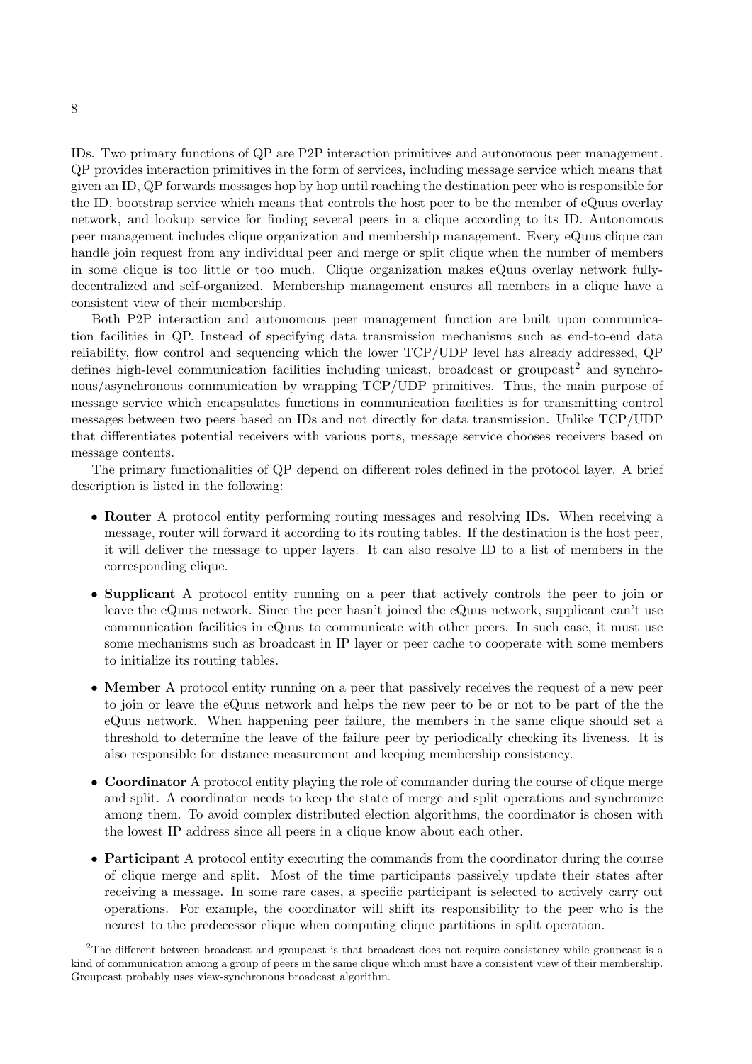IDs. Two primary functions of QP are P2P interaction primitives and autonomous peer management. QP provides interaction primitives in the form of services, including message service which means that given an ID, QP forwards messages hop by hop until reaching the destination peer who is responsible for the ID, bootstrap service which means that controls the host peer to be the member of eQuus overlay network, and lookup service for finding several peers in a clique according to its ID. Autonomous peer management includes clique organization and membership management. Every eQuus clique can handle join request from any individual peer and merge or split clique when the number of members in some clique is too little or too much. Clique organization makes eQuus overlay network fully-decentralized and self-organized. Membership management ensures all members in a clique have a consistent view of their membership.

Both P2P interaction and autonomous peer management function are built upon communication facilities in QP. Instead of specifying data transmission mechanisms such as end-to-end data reliability, flow control and sequencing which the lower TCP/UDP level has already addressed, QP defines high-level communication facilities including unicast, broadcast or groupcast[2] and synchronous/asynchronous communication by wrapping TCP/UDP primitives. Thus, the main purpose of message service which encapsulates functions in communication facilities is for transmitting control messages between two peers based on IDs and not directly for data transmission. Unlike TCP/UDP that differentiates potential receivers with various ports, message service chooses receivers based on message contents.

The primary functionalities of QP depend on different roles defined in the protocol layer. A brief description is listed in the following:

- **Router** A protocol entity performing routing messages and resolving IDs. When receiving a message, router will forward it according to its routing tables. If the destination is the host peer, it will deliver the message to upper layers. It can also resolve ID to a list of members in the corresponding clique.
- **Supplicant** A protocol entity running on a peer that actively controls the peer to join or leave the eQuus network. Since the peer hasn't joined the eQuus network, supplicant can't use communication facilities in eQuus to communicate with other peers. In such case, it must use some mechanisms such as broadcast in IP layer or peer cache to cooperate with some members to initialize its routing tables.
- **Member** A protocol entity running on a peer that passively receives the request of a new peer to join or leave the eQuus network and helps the new peer to be or not to be part of the the eQuus network. When happening peer failure, the members in the same clique should set a threshold to determine the leave of the failure peer by periodically checking its liveness. It is also responsible for distance measurement and keeping membership consistency.
- **Coordinator** A protocol entity playing the role of commander during the course of clique merge and split. A coordinator needs to keep the state of merge and split operations and synchronize among them. To avoid complex distributed election algorithms, the coordinator is chosen with the lowest IP address since all peers in a clique know about each other.
- **Participant** A protocol entity executing the commands from the coordinator during the course of clique merge and split. Most of the time participants passively update their states after receiving a message. In some rare cases, a specific participant is selected to actively carry out operations. For example, the coordinator will shift its responsibility to the peer who is the nearest to the predecessor clique when computing clique partitions in split operation.

[2]The different between broadcast and groupcast is that broadcast does not require consistency while groupcast is a kind of communication among a group of peers in the same clique which must have a consistent view of their membership. Groupcast probably uses view-synchronous broadcast algorithm.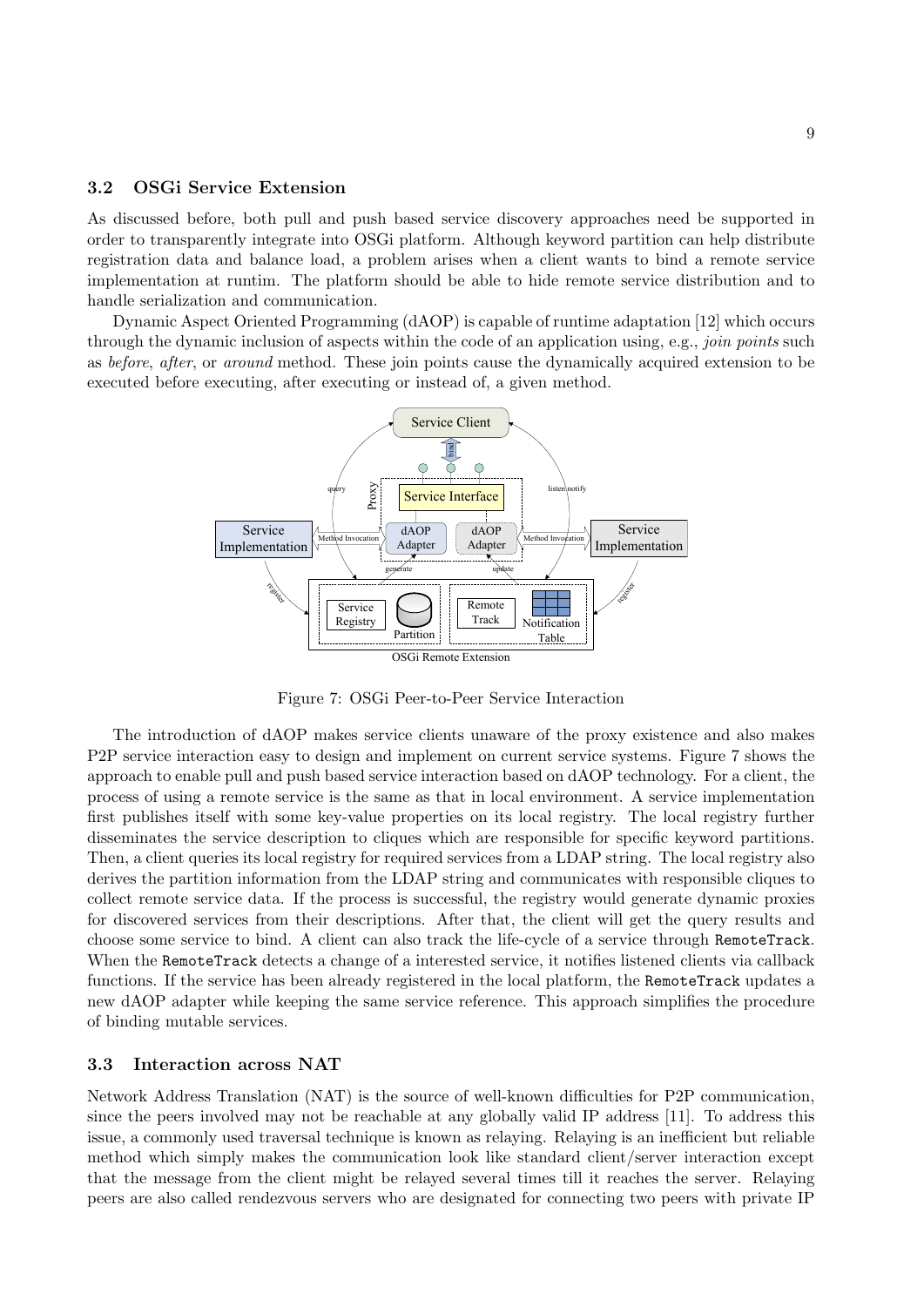### 3.2 OSGi Service Extension

As discussed before, both pull and push based service discovery approaches need be supported in order to transparently integrate into OSGi platform. Although keyword partition can help distribute registration data and balance load, a problem arises when a client wants to bind a remote service implementation at runtim. The platform should be able to hide remote service distribution and to handle serialization and communication.

Dynamic Aspect Oriented Programming (dAOP) is capable of runtime adaptation [12] which occurs through the dynamic inclusion of aspects within the code of an application using, e.g., *join points* such as *before*, *after*, or *around* method. These join points cause the dynamically acquired extension to be executed before executing, after executing or instead of, a given method.

Figure 7: OSGi Peer-to-Peer Service Interaction

The introduction of dAOP makes service clients unaware of the proxy existence and also makes P2P service interaction easy to design and implement on current service systems. Figure 7 shows the approach to enable pull and push based service interaction based on dAOP technology. For a client, the process of using a remote service is the same as that in local environment. A service implementation first publishes itself with some key-value properties on its local registry. The local registry further disseminates the service description to cliques which are responsible for specific keyword partitions. Then, a client queries its local registry for required services from a LDAP string. The local registry also derives the partition information from the LDAP string and communicates with responsible cliques to collect remote service data. If the process is successful, the registry would generate dynamic proxies for discovered services from their descriptions. After that, the client will get the query results and choose some service to bind. A client can also track the life-cycle of a service through `RemoteTrack`. When the `RemoteTrack` detects a change of a interested service, it notifies listened clients via callback functions. If the service has been already registered in the local platform, the `RemoteTrack` updates a new dAOP adapter while keeping the same service reference. This approach simplifies the procedure of binding mutable services.

### 3.3 Interaction across NAT

Network Address Translation (NAT) is the source of well-known difficulties for P2P communication, since the peers involved may not be reachable at any globally valid IP address [11]. To address this issue, a commonly used traversal technique is known as relaying. Relaying is an inefficient but reliable method which simply makes the communication look like standard client/server interaction except that the message from the client might be relayed several times till it reaches the server. Relaying peers are also called rendezvous servers who are designated for connecting two peers with private IP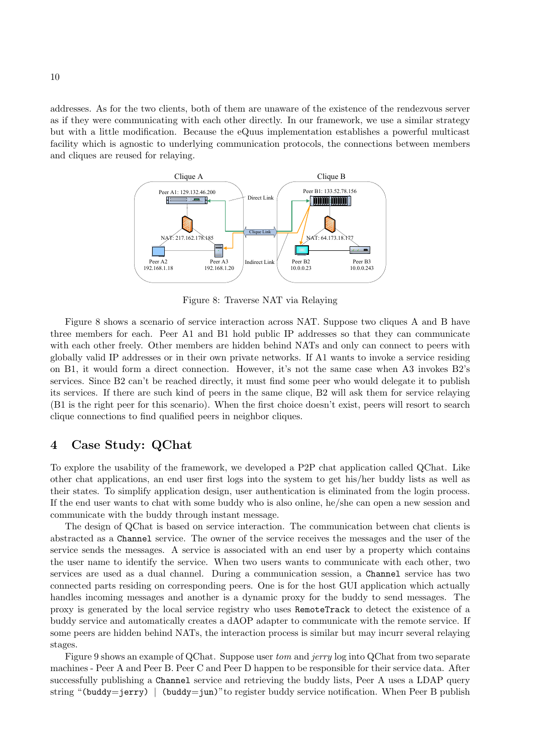addresses. As for the two clients, both of them are unaware of the existence of the rendezvous server as if they were communicating with each other directly. In our framework, we use a similar strategy but with a little modification. Because the eQuus implementation establishes a powerful multicast facility which is agnostic to underlying communication protocols, the connections between members and cliques are reused for relaying.

Clique A

Clique B

Peer A1: 129.132.46.200

Direct Link

Peer B1: 133.52.78.156

Clique Link

NAT: 217.162.178.185

NAT: 64.173.18.177

Peer A2
192.168.1.18

Peer A3
192.168.1.20

Indirect Link

Peer B2
10.0.0.23

Peer B3
10.0.0.243

Figure 8: Traverse NAT via Relaying

Figure 8 shows a scenario of service interaction across NAT. Suppose two cliques A and B have three members for each. Peer A1 and B1 hold public IP addresses so that they can communicate with each other freely. Other members are hidden behind NATs and only can connect to peers with globally valid IP addresses or in their own private networks. If A1 wants to invoke a service residing on B1, it would form a direct connection. However, it's not the same case when A3 invokes B2's services. Since B2 can't be reached directly, it must find some peer who would delegate it to publish its services. If there are such kind of peers in the same clique, B2 will ask them for service relaying (B1 is the right peer for this scenario). When the first choice doesn't exist, peers will resort to search clique connections to find qualified peers in neighbor cliques.

## 4 Case Study: QChat

To explore the usability of the framework, we developed a P2P chat application called QChat. Like other chat applications, an end user first logs into the system to get his/her buddy lists as well as their states. To simplify application design, user authentication is eliminated from the login process. If the end user wants to chat with some buddy who is also online, he/she can open a new session and communicate with the buddy through instant message.

The design of QChat is based on service interaction. The communication between chat clients is abstracted as a `Channel` service. The owner of the service receives the messages and the user of the service sends the messages. A service is associated with an end user by a property which contains the user name to identify the service. When two users wants to communicate with each other, two services are used as a dual channel. During a communication session, a `Channel` service has two connected parts residing on corresponding peers. One is for the host GUI application which actually handles incoming messages and another is a dynamic proxy for the buddy to send messages. The proxy is generated by the local service registry who uses `RemoteTrack` to detect the existence of a buddy service and automatically creates a dAOP adapter to communicate with the remote service. If some peers are hidden behind NATs, the interaction process is similar but may incurr several relaying stages.

Figure 9 shows an example of QChat. Suppose user *tom* and *jerry* log into QChat from two separate machines - Peer A and Peer B. Peer C and Peer D happen to be responsible for their service data. After successfully publishing a `Channel` service and retrieving the buddy lists, Peer A uses a LDAP query string "`(buddy=jerry) | (buddy=jun)`"to register buddy service notification. When Peer B publish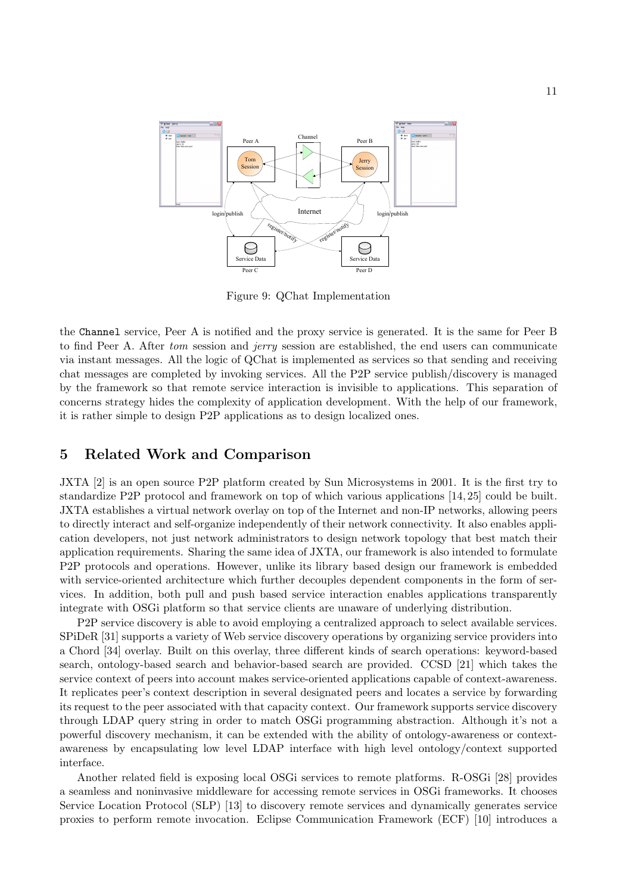Figure 9: QChat Implementation

the `Channel` service, Peer A is notified and the proxy service is generated. It is the same for Peer B to find Peer A. After *tom* session and *jerry* session are established, the end users can communicate via instant messages. All the logic of QChat is implemented as services so that sending and receiving chat messages are completed by invoking services. All the P2P service publish/discovery is managed by the framework so that remote service interaction is invisible to applications. This separation of concerns strategy hides the complexity of application development. With the help of our framework, it is rather simple to design P2P applications as to design localized ones.

## 5 Related Work and Comparison

JXTA [2] is an open source P2P platform created by Sun Microsystems in 2001. It is the first try to standardize P2P protocol and framework on top of which various applications [14, 25] could be built. JXTA establishes a virtual network overlay on top of the Internet and non-IP networks, allowing peers to directly interact and self-organize independently of their network connectivity. It also enables application developers, not just network administrators to design network topology that best match their application requirements. Sharing the same idea of JXTA, our framework is also intended to formulate P2P protocols and operations. However, unlike its library based design our framework is embedded with service-oriented architecture which further decouples dependent components in the form of services. In addition, both pull and push based service interaction enables applications transparently integrate with OSGi platform so that service clients are unaware of underlying distribution.

P2P service discovery is able to avoid employing a centralized approach to select available services. SPiDeR [31] supports a variety of Web service discovery operations by organizing service providers into a Chord [34] overlay. Built on this overlay, three different kinds of search operations: keyword-based search, ontology-based search and behavior-based search are provided. CCSD [21] which takes the service context of peers into account makes service-oriented applications capable of context-awareness. It replicates peer's context description in several designated peers and locates a service by forwarding its request to the peer associated with that capacity context. Our framework supports service discovery through LDAP query string in order to match OSGi programming abstraction. Although it's not a powerful discovery mechanism, it can be extended with the ability of ontology-awareness or context-awareness by encapsulating low level LDAP interface with high level ontology/context supported interface.

Another related field is exposing local OSGi services to remote platforms. R-OSGi [28] provides a seamless and noninvasive middleware for accessing remote services in OSGi frameworks. It chooses Service Location Protocol (SLP) [13] to discovery remote services and dynamically generates service proxies to perform remote invocation. Eclipse Communication Framework (ECF) [10] introduces a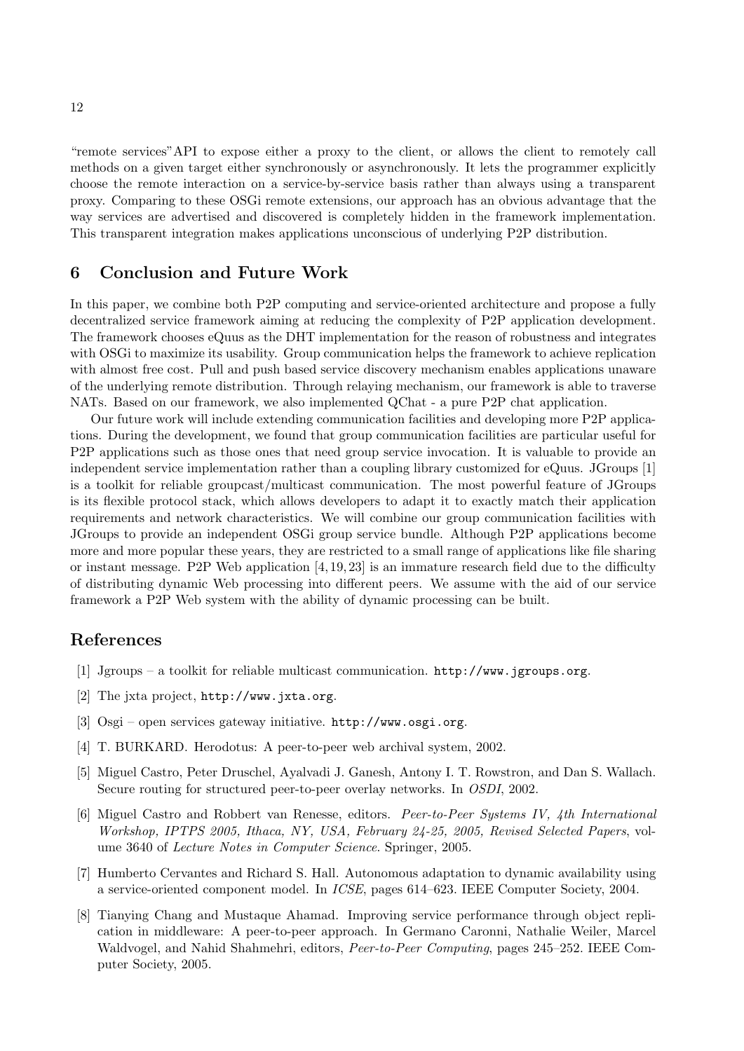"remote services"API to expose either a proxy to the client, or allows the client to remotely call methods on a given target either synchronously or asynchronously. It lets the programmer explicitly choose the remote interaction on a service-by-service basis rather than always using a transparent proxy. Comparing to these OSGi remote extensions, our approach has an obvious advantage that the way services are advertised and discovered is completely hidden in the framework implementation. This transparent integration makes applications unconscious of underlying P2P distribution.

## 6 Conclusion and Future Work

In this paper, we combine both P2P computing and service-oriented architecture and propose a fully decentralized service framework aiming at reducing the complexity of P2P application development. The framework chooses eQuus as the DHT implementation for the reason of robustness and integrates with OSGi to maximize its usability. Group communication helps the framework to achieve replication with almost free cost. Pull and push based service discovery mechanism enables applications unaware of the underlying remote distribution. Through relaying mechanism, our framework is able to traverse NATs. Based on our framework, we also implemented QChat - a pure P2P chat application.

Our future work will include extending communication facilities and developing more P2P applications. During the development, we found that group communication facilities are particular useful for P2P applications such as those ones that need group service invocation. It is valuable to provide an independent service implementation rather than a coupling library customized for eQuus. JGroups [1] is a toolkit for reliable groupcast/multicast communication. The most powerful feature of JGroups is its flexible protocol stack, which allows developers to adapt it to exactly match their application requirements and network characteristics. We will combine our group communication facilities with JGroups to provide an independent OSGi group service bundle. Although P2P applications become more and more popular these years, they are restricted to a small range of applications like file sharing or instant message. P2P Web application [4, 19, 23] is an immature research field due to the difficulty of distributing dynamic Web processing into different peers. We assume with the aid of our service framework a P2P Web system with the ability of dynamic processing can be built.

## References

[1] Jgroups – a toolkit for reliable multicast communication. `http://www.jgroups.org`.

[2] The jxta project, `http://www.jxta.org`.

[3] Osgi – open services gateway initiative. `http://www.osgi.org`.

[4] T. BURKARD. Herodotus: A peer-to-peer web archival system, 2002.

[5] Miguel Castro, Peter Druschel, Ayalvadi J. Ganesh, Antony I. T. Rowstron, and Dan S. Wallach. Secure routing for structured peer-to-peer overlay networks. In *OSDI*, 2002.

[6] Miguel Castro and Robbert van Renesse, editors. *Peer-to-Peer Systems IV, 4th International Workshop, IPTPS 2005, Ithaca, NY, USA, February 24-25, 2005, Revised Selected Papers*, volume 3640 of *Lecture Notes in Computer Science*. Springer, 2005.

[7] Humberto Cervantes and Richard S. Hall. Autonomous adaptation to dynamic availability using a service-oriented component model. In *ICSE*, pages 614–623. IEEE Computer Society, 2004.

[8] Tianying Chang and Mustaque Ahamad. Improving service performance through object replication in middleware: A peer-to-peer approach. In Germano Caronni, Nathalie Weiler, Marcel Waldvogel, and Nahid Shahmehri, editors, *Peer-to-Peer Computing*, pages 245–252. IEEE Computer Society, 2005.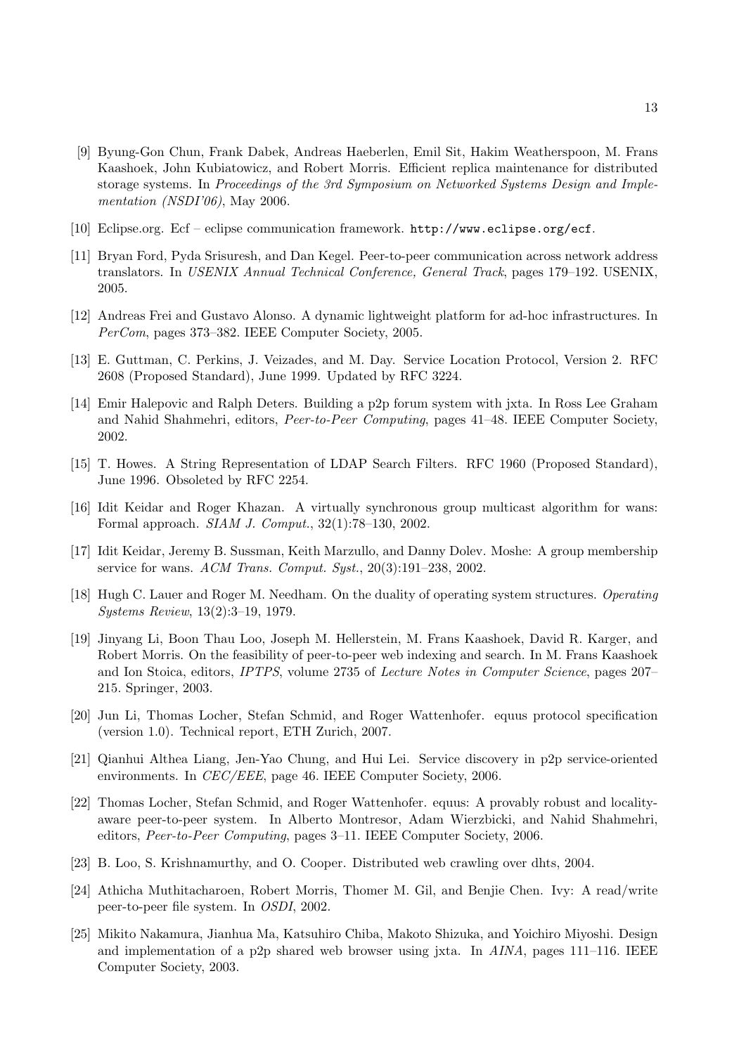[9] Byung-Gon Chun, Frank Dabek, Andreas Haeberlen, Emil Sit, Hakim Weatherspoon, M. Frans Kaashoek, John Kubiatowicz, and Robert Morris. Efficient replica maintenance for distributed storage systems. In *Proceedings of the 3rd Symposium on Networked Systems Design and Implementation (NSDI'06)*, May 2006.

[10] Eclipse.org. Ecf – eclipse communication framework. `http://www.eclipse.org/ecf`.

[11] Bryan Ford, Pyda Srisuresh, and Dan Kegel. Peer-to-peer communication across network address translators. In *USENIX Annual Technical Conference, General Track*, pages 179–192. USENIX, 2005.

[12] Andreas Frei and Gustavo Alonso. A dynamic lightweight platform for ad-hoc infrastructures. In *PerCom*, pages 373–382. IEEE Computer Society, 2005.

[13] E. Guttman, C. Perkins, J. Veizades, and M. Day. Service Location Protocol, Version 2. RFC 2608 (Proposed Standard), June 1999. Updated by RFC 3224.

[14] Emir Halepovic and Ralph Deters. Building a p2p forum system with jxta. In Ross Lee Graham and Nahid Shahmehri, editors, *Peer-to-Peer Computing*, pages 41–48. IEEE Computer Society, 2002.

[15] T. Howes. A String Representation of LDAP Search Filters. RFC 1960 (Proposed Standard), June 1996. Obsoleted by RFC 2254.

[16] Idit Keidar and Roger Khazan. A virtually synchronous group multicast algorithm for wans: Formal approach. *SIAM J. Comput.*, 32(1):78–130, 2002.

[17] Idit Keidar, Jeremy B. Sussman, Keith Marzullo, and Danny Dolev. Moshe: A group membership service for wans. *ACM Trans. Comput. Syst.*, 20(3):191–238, 2002.

[18] Hugh C. Lauer and Roger M. Needham. On the duality of operating system structures. *Operating Systems Review*, 13(2):3–19, 1979.

[19] Jinyang Li, Boon Thau Loo, Joseph M. Hellerstein, M. Frans Kaashoek, David R. Karger, and Robert Morris. On the feasibility of peer-to-peer web indexing and search. In M. Frans Kaashoek and Ion Stoica, editors, *IPTPS*, volume 2735 of *Lecture Notes in Computer Science*, pages 207–215. Springer, 2003.

[20] Jun Li, Thomas Locher, Stefan Schmid, and Roger Wattenhofer. equus protocol specification (version 1.0). Technical report, ETH Zurich, 2007.

[21] Qianhui Althea Liang, Jen-Yao Chung, and Hui Lei. Service discovery in p2p service-oriented environments. In *CEC/EEE*, page 46. IEEE Computer Society, 2006.

[22] Thomas Locher, Stefan Schmid, and Roger Wattenhofer. equus: A provably robust and locality-aware peer-to-peer system. In Alberto Montresor, Adam Wierzbicki, and Nahid Shahmehri, editors, *Peer-to-Peer Computing*, pages 3–11. IEEE Computer Society, 2006.

[23] B. Loo, S. Krishnamurthy, and O. Cooper. Distributed web crawling over dhts, 2004.

[24] Athicha Muthitacharoen, Robert Morris, Thomer M. Gil, and Benjie Chen. Ivy: A read/write peer-to-peer file system. In *OSDI*, 2002.

[25] Mikito Nakamura, Jianhua Ma, Katsuhiro Chiba, Makoto Shizuka, and Yoichiro Miyoshi. Design and implementation of a p2p shared web browser using jxta. In *AINA*, pages 111–116. IEEE Computer Society, 2003.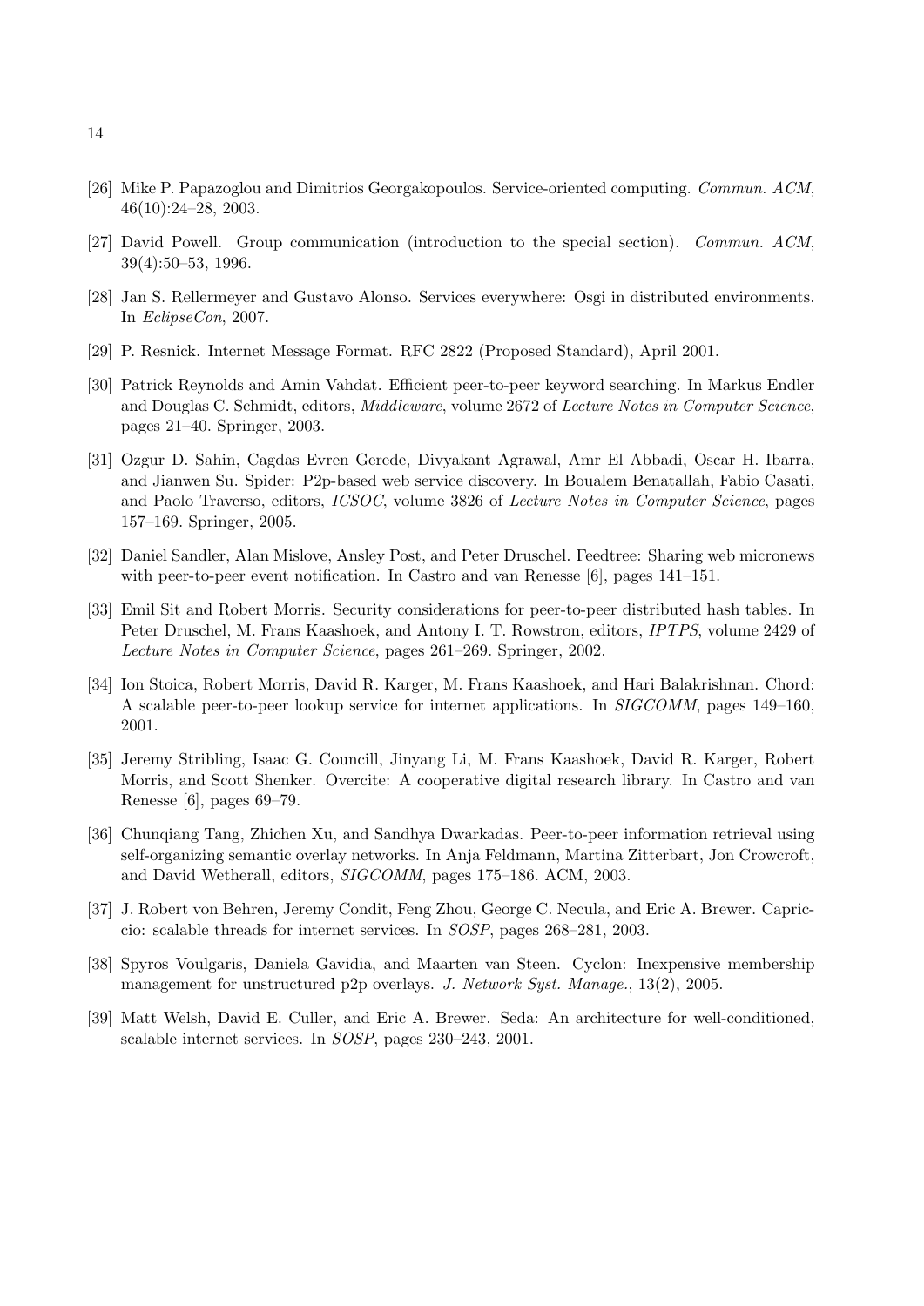[26] Mike P. Papazoglou and Dimitrios Georgakopoulos. Service-oriented computing. *Commun. ACM*, 46(10):24–28, 2003.

[27] David Powell. Group communication (introduction to the special section). *Commun. ACM*, 39(4):50–53, 1996.

[28] Jan S. Rellermeyer and Gustavo Alonso. Services everywhere: Osgi in distributed environments. In *EclipseCon*, 2007.

[29] P. Resnick. Internet Message Format. RFC 2822 (Proposed Standard), April 2001.

[30] Patrick Reynolds and Amin Vahdat. Efficient peer-to-peer keyword searching. In Markus Endler and Douglas C. Schmidt, editors, *Middleware*, volume 2672 of *Lecture Notes in Computer Science*, pages 21–40. Springer, 2003.

[31] Ozgur D. Sahin, Cagdas Evren Gerede, Divyakant Agrawal, Amr El Abbadi, Oscar H. Ibarra, and Jianwen Su. Spider: P2p-based web service discovery. In Boualem Benatallah, Fabio Casati, and Paolo Traverso, editors, *ICSOC*, volume 3826 of *Lecture Notes in Computer Science*, pages 157–169. Springer, 2005.

[32] Daniel Sandler, Alan Mislove, Ansley Post, and Peter Druschel. Feedtree: Sharing web micronews with peer-to-peer event notification. In Castro and van Renesse [6], pages 141–151.

[33] Emil Sit and Robert Morris. Security considerations for peer-to-peer distributed hash tables. In Peter Druschel, M. Frans Kaashoek, and Antony I. T. Rowstron, editors, *IPTPS*, volume 2429 of *Lecture Notes in Computer Science*, pages 261–269. Springer, 2002.

[34] Ion Stoica, Robert Morris, David R. Karger, M. Frans Kaashoek, and Hari Balakrishnan. Chord: A scalable peer-to-peer lookup service for internet applications. In *SIGCOMM*, pages 149–160, 2001.

[35] Jeremy Stribling, Isaac G. Councill, Jinyang Li, M. Frans Kaashoek, David R. Karger, Robert Morris, and Scott Shenker. Overcite: A cooperative digital research library. In Castro and van Renesse [6], pages 69–79.

[36] Chunqiang Tang, Zhichen Xu, and Sandhya Dwarkadas. Peer-to-peer information retrieval using self-organizing semantic overlay networks. In Anja Feldmann, Martina Zitterbart, Jon Crowcroft, and David Wetherall, editors, *SIGCOMM*, pages 175–186. ACM, 2003.

[37] J. Robert von Behren, Jeremy Condit, Feng Zhou, George C. Necula, and Eric A. Brewer. Capriccio: scalable threads for internet services. In *SOSP*, pages 268–281, 2003.

[38] Spyros Voulgaris, Daniela Gavidia, and Maarten van Steen. Cyclon: Inexpensive membership management for unstructured p2p overlays. *J. Network Syst. Manage.*, 13(2), 2005.

[39] Matt Welsh, David E. Culler, and Eric A. Brewer. Seda: An architecture for well-conditioned, scalable internet services. In *SOSP*, pages 230–243, 2001.